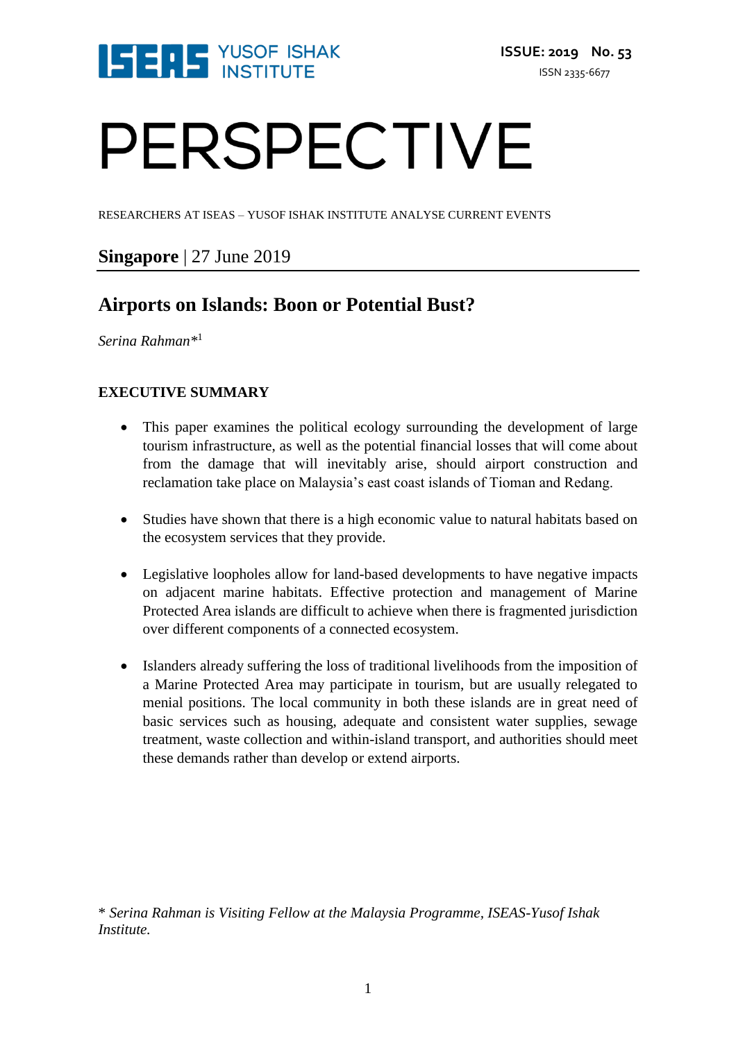ISEAS YUSOF ISHAK INSTITUTE

**ISSUE: 2019 No. 53**

ISSN 2335-6677

# PERSPECTIVE

RESEARCHERS AT ISEAS – YUSOF ISHAK INSTITUTE ANALYSE CURRENT EVENTS

**Singapore** | 27 June 2019

## Airports on Islands: Boon or Potential Bust?

*Serina Rahman**[1]

### EXECUTIVE SUMMARY

- This paper examines the political ecology surrounding the development of large tourism infrastructure, as well as the potential financial losses that will come about from the damage that will inevitably arise, should airport construction and reclamation take place on Malaysia's east coast islands of Tioman and Redang.
- Studies have shown that there is a high economic value to natural habitats based on the ecosystem services that they provide.
- Legislative loopholes allow for land-based developments to have negative impacts on adjacent marine habitats. Effective protection and management of Marine Protected Area islands are difficult to achieve when there is fragmented jurisdiction over different components of a connected ecosystem.
- Islanders already suffering the loss of traditional livelihoods from the imposition of a Marine Protected Area may participate in tourism, but are usually relegated to menial positions. The local community in both these islands are in great need of basic services such as housing, adequate and consistent water supplies, sewage treatment, waste collection and within-island transport, and authorities should meet these demands rather than develop or extend airports.

*\* Serina Rahman is Visiting Fellow at the Malaysia Programme, ISEAS-Yusof Ishak Institute.*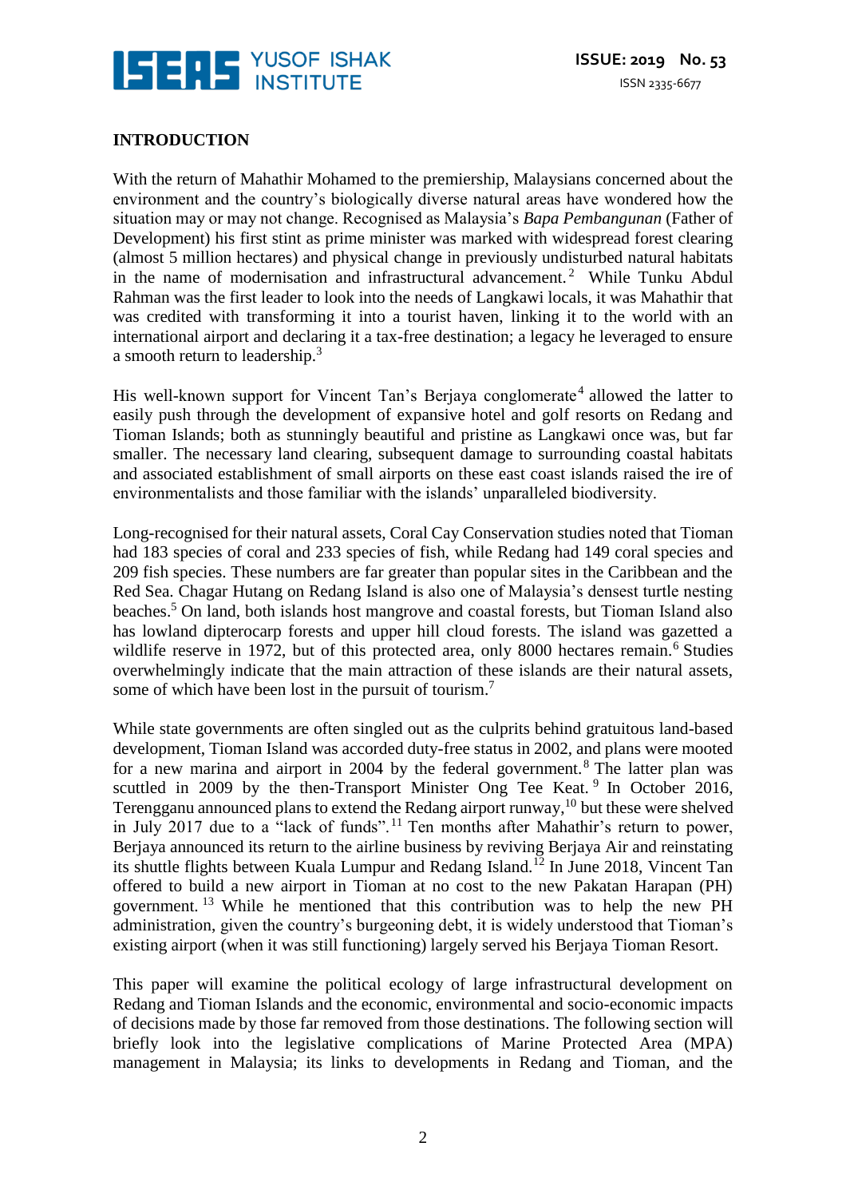**INTRODUCTION**

With the return of Mahathir Mohamed to the premiership, Malaysians concerned about the environment and the country's biologically diverse natural areas have wondered how the situation may or may not change. Recognised as Malaysia's *Bapa Pembangunan* (Father of Development) his first stint as prime minister was marked with widespread forest clearing (almost 5 million hectares) and physical change in previously undisturbed natural habitats in the name of modernisation and infrastructural advancement.[2] While Tunku Abdul Rahman was the first leader to look into the needs of Langkawi locals, it was Mahathir that was credited with transforming it into a tourist haven, linking it to the world with an international airport and declaring it a tax-free destination; a legacy he leveraged to ensure a smooth return to leadership.[3]

His well-known support for Vincent Tan's Berjaya conglomerate[4] allowed the latter to easily push through the development of expansive hotel and golf resorts on Redang and Tioman Islands; both as stunningly beautiful and pristine as Langkawi once was, but far smaller. The necessary land clearing, subsequent damage to surrounding coastal habitats and associated establishment of small airports on these east coast islands raised the ire of environmentalists and those familiar with the islands' unparalleled biodiversity.

Long-recognised for their natural assets, Coral Cay Conservation studies noted that Tioman had 183 species of coral and 233 species of fish, while Redang had 149 coral species and 209 fish species. These numbers are far greater than popular sites in the Caribbean and the Red Sea. Chagar Hutang on Redang Island is also one of Malaysia's densest turtle nesting beaches.[5] On land, both islands host mangrove and coastal forests, but Tioman Island also has lowland dipterocarp forests and upper hill cloud forests. The island was gazetted a wildlife reserve in 1972, but of this protected area, only 8000 hectares remain.[6] Studies overwhelmingly indicate that the main attraction of these islands are their natural assets, some of which have been lost in the pursuit of tourism.[7]

While state governments are often singled out as the culprits behind gratuitous land-based development, Tioman Island was accorded duty-free status in 2002, and plans were mooted for a new marina and airport in 2004 by the federal government.[8] The latter plan was scuttled in 2009 by the then-Transport Minister Ong Tee Keat.[9] In October 2016, Terengganu announced plans to extend the Redang airport runway,[10] but these were shelved in July 2017 due to a "lack of funds".[11] Ten months after Mahathir's return to power, Berjaya announced its return to the airline business by reviving Berjaya Air and reinstating its shuttle flights between Kuala Lumpur and Redang Island.[12] In June 2018, Vincent Tan offered to build a new airport in Tioman at no cost to the new Pakatan Harapan (PH) government.[13] While he mentioned that this contribution was to help the new PH administration, given the country's burgeoning debt, it is widely understood that Tioman's existing airport (when it was still functioning) largely served his Berjaya Tioman Resort.

This paper will examine the political ecology of large infrastructural development on Redang and Tioman Islands and the economic, environmental and socio-economic impacts of decisions made by those far removed from those destinations. The following section will briefly look into the legislative complications of Marine Protected Area (MPA) management in Malaysia; its links to developments in Redang and Tioman, and the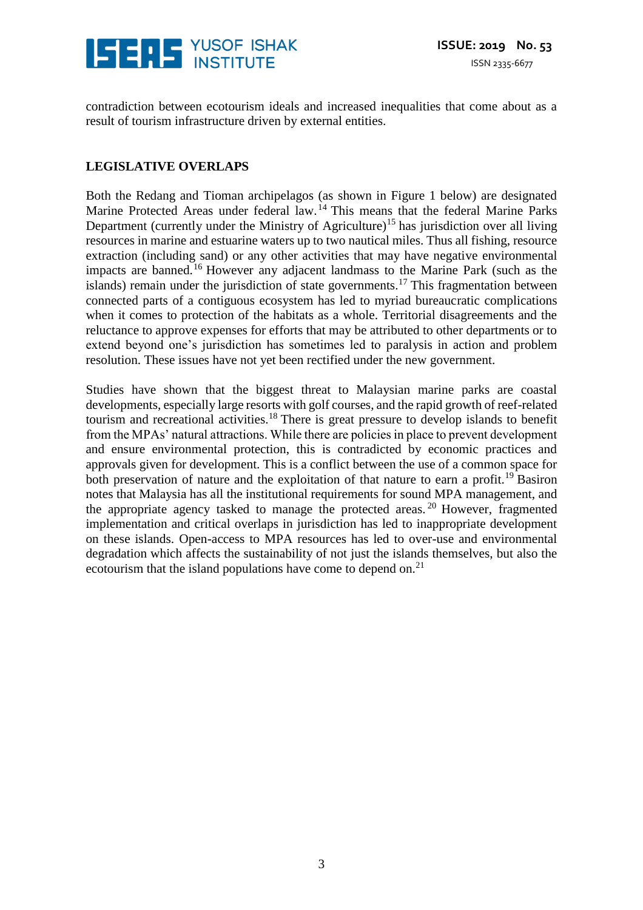contradiction between ecotourism ideals and increased inequalities that come about as a result of tourism infrastructure driven by external entities.

## LEGISLATIVE OVERLAPS

Both the Redang and Tioman archipelagos (as shown in Figure 1 below) are designated Marine Protected Areas under federal law.[14] This means that the federal Marine Parks Department (currently under the Ministry of Agriculture)[15] has jurisdiction over all living resources in marine and estuarine waters up to two nautical miles. Thus all fishing, resource extraction (including sand) or any other activities that may have negative environmental impacts are banned.[16] However any adjacent landmass to the Marine Park (such as the islands) remain under the jurisdiction of state governments.[17] This fragmentation between connected parts of a contiguous ecosystem has led to myriad bureaucratic complications when it comes to protection of the habitats as a whole. Territorial disagreements and the reluctance to approve expenses for efforts that may be attributed to other departments or to extend beyond one's jurisdiction has sometimes led to paralysis in action and problem resolution. These issues have not yet been rectified under the new government.

Studies have shown that the biggest threat to Malaysian marine parks are coastal developments, especially large resorts with golf courses, and the rapid growth of reef-related tourism and recreational activities.[18] There is great pressure to develop islands to benefit from the MPAs' natural attractions. While there are policies in place to prevent development and ensure environmental protection, this is contradicted by economic practices and approvals given for development. This is a conflict between the use of a common space for both preservation of nature and the exploitation of that nature to earn a profit.[19] Basiron notes that Malaysia has all the institutional requirements for sound MPA management, and the appropriate agency tasked to manage the protected areas.[20] However, fragmented implementation and critical overlaps in jurisdiction has led to inappropriate development on these islands. Open-access to MPA resources has led to over-use and environmental degradation which affects the sustainability of not just the islands themselves, but also the ecotourism that the island populations have come to depend on.[21]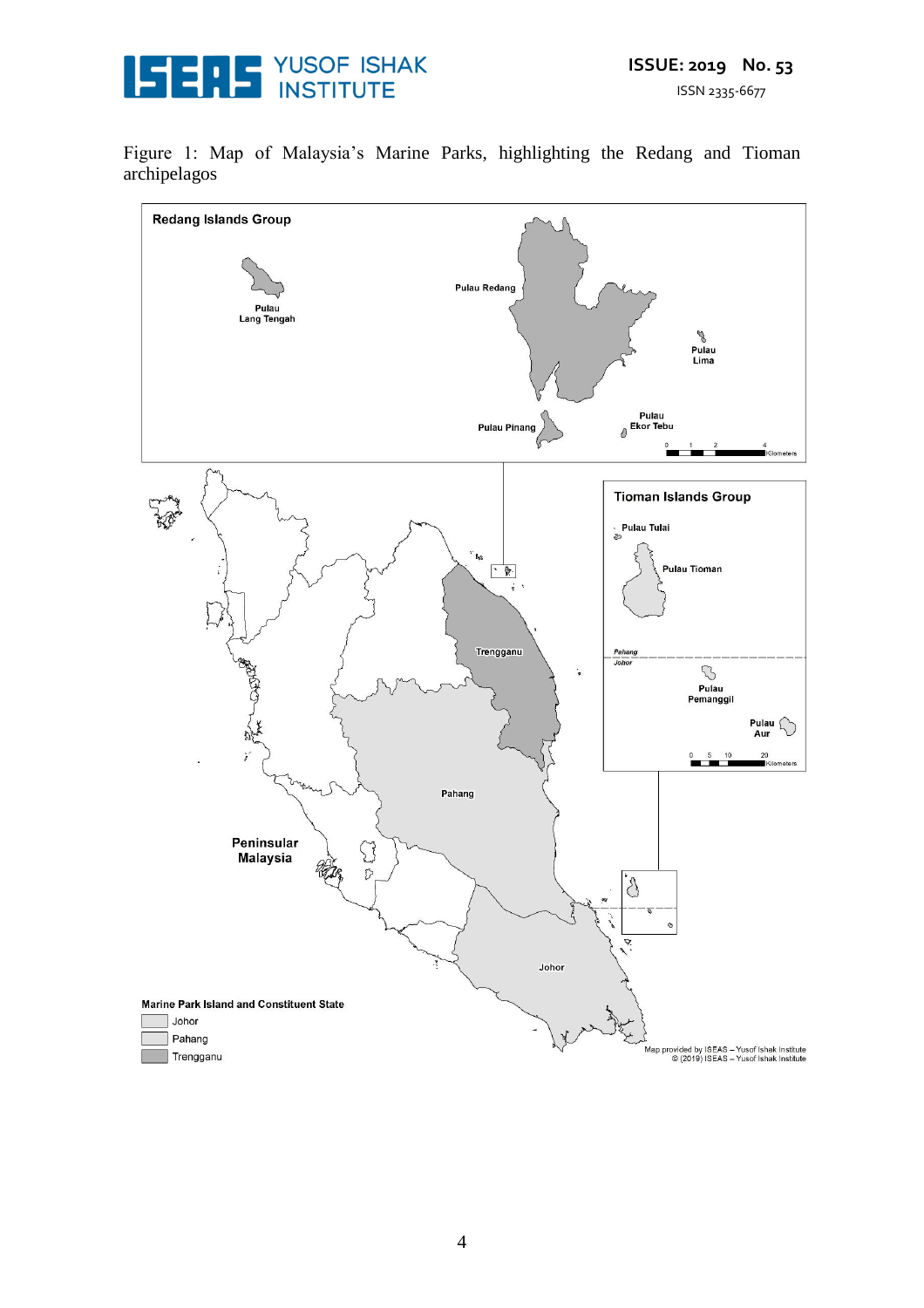Figure 1: Map of Malaysia's Marine Parks, highlighting the Redang and Tioman archipelagos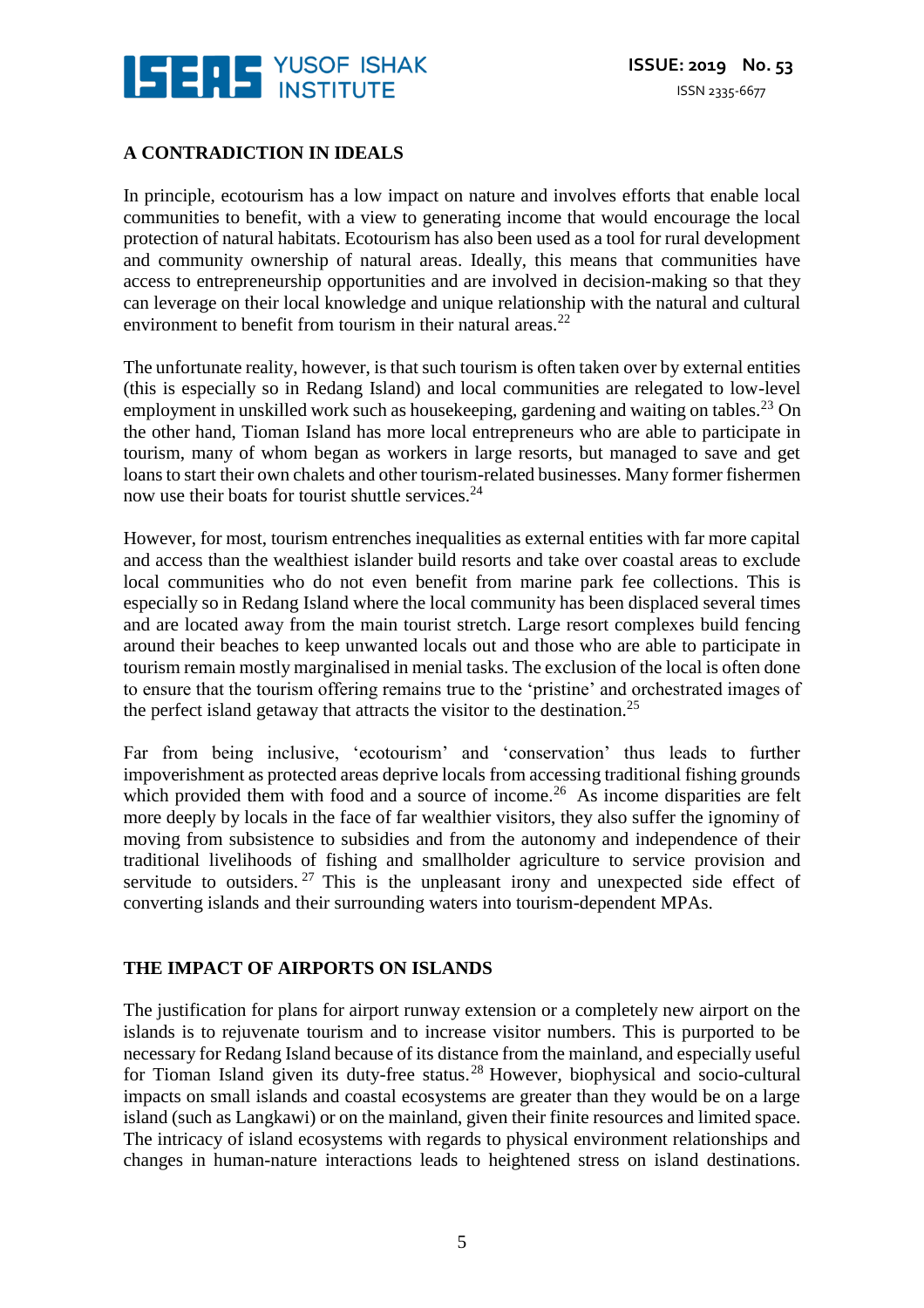## A CONTRADICTION IN IDEALS

In principle, ecotourism has a low impact on nature and involves efforts that enable local communities to benefit, with a view to generating income that would encourage the local protection of natural habitats. Ecotourism has also been used as a tool for rural development and community ownership of natural areas. Ideally, this means that communities have access to entrepreneurship opportunities and are involved in decision-making so that they can leverage on their local knowledge and unique relationship with the natural and cultural environment to benefit from tourism in their natural areas.[22]

The unfortunate reality, however, is that such tourism is often taken over by external entities (this is especially so in Redang Island) and local communities are relegated to low-level employment in unskilled work such as housekeeping, gardening and waiting on tables.[23] On the other hand, Tioman Island has more local entrepreneurs who are able to participate in tourism, many of whom began as workers in large resorts, but managed to save and get loans to start their own chalets and other tourism-related businesses. Many former fishermen now use their boats for tourist shuttle services.[24]

However, for most, tourism entrenches inequalities as external entities with far more capital and access than the wealthiest islander build resorts and take over coastal areas to exclude local communities who do not even benefit from marine park fee collections. This is especially so in Redang Island where the local community has been displaced several times and are located away from the main tourist stretch. Large resort complexes build fencing around their beaches to keep unwanted locals out and those who are able to participate in tourism remain mostly marginalised in menial tasks. The exclusion of the local is often done to ensure that the tourism offering remains true to the 'pristine' and orchestrated images of the perfect island getaway that attracts the visitor to the destination.[25]

Far from being inclusive, 'ecotourism' and 'conservation' thus leads to further impoverishment as protected areas deprive locals from accessing traditional fishing grounds which provided them with food and a source of income.[26] As income disparities are felt more deeply by locals in the face of far wealthier visitors, they also suffer the ignominy of moving from subsistence to subsidies and from the autonomy and independence of their traditional livelihoods of fishing and smallholder agriculture to service provision and servitude to outsiders.[27] This is the unpleasant irony and unexpected side effect of converting islands and their surrounding waters into tourism-dependent MPAs.

## THE IMPACT OF AIRPORTS ON ISLANDS

The justification for plans for airport runway extension or a completely new airport on the islands is to rejuvenate tourism and to increase visitor numbers. This is purported to be necessary for Redang Island because of its distance from the mainland, and especially useful for Tioman Island given its duty-free status.[28] However, biophysical and socio-cultural impacts on small islands and coastal ecosystems are greater than they would be on a large island (such as Langkawi) or on the mainland, given their finite resources and limited space. The intricacy of island ecosystems with regards to physical environment relationships and changes in human-nature interactions leads to heightened stress on island destinations.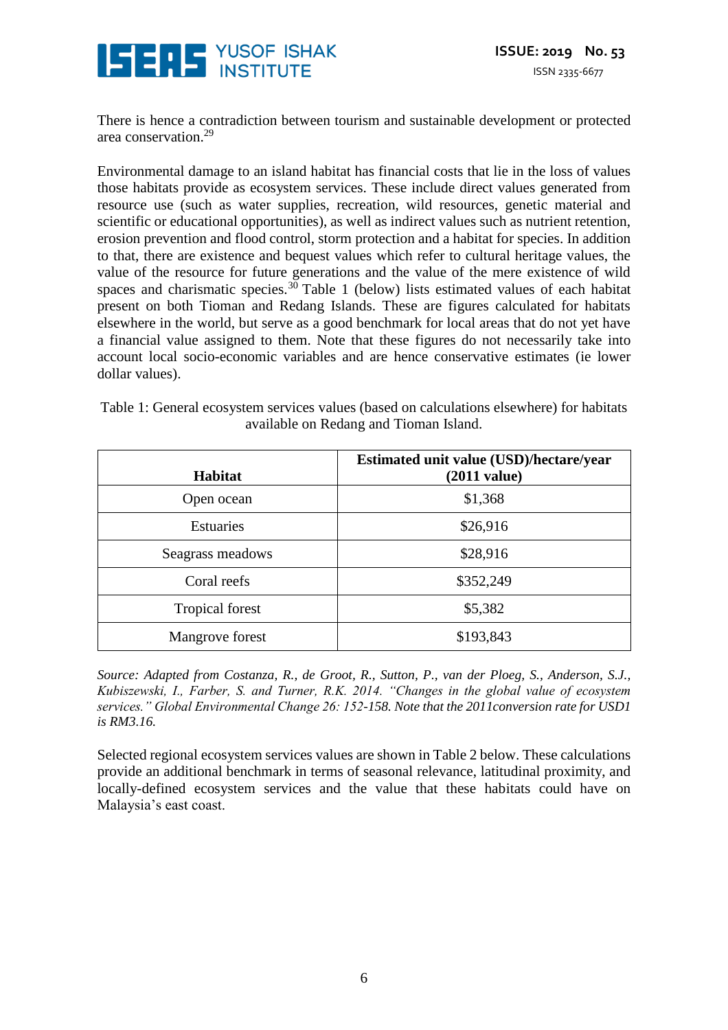There is hence a contradiction between tourism and sustainable development or protected area conservation.[29]

Environmental damage to an island habitat has financial costs that lie in the loss of values those habitats provide as ecosystem services. These include direct values generated from resource use (such as water supplies, recreation, wild resources, genetic material and scientific or educational opportunities), as well as indirect values such as nutrient retention, erosion prevention and flood control, storm protection and a habitat for species. In addition to that, there are existence and bequest values which refer to cultural heritage values, the value of the resource for future generations and the value of the mere existence of wild spaces and charismatic species.[30] Table 1 (below) lists estimated values of each habitat present on both Tioman and Redang Islands. These are figures calculated for habitats elsewhere in the world, but serve as a good benchmark for local areas that do not yet have a financial value assigned to them. Note that these figures do not necessarily take into account local socio-economic variables and are hence conservative estimates (ie lower dollar values).

Table 1: General ecosystem services values (based on calculations elsewhere) for habitats available on Redang and Tioman Island.

| Habitat | Estimated unit value (USD)/hectare/year (2011 value) |
|---|---|
| Open ocean | $1,368 |
| Estuaries | $26,916 |
| Seagrass meadows | $28,916 |
| Coral reefs | $352,249 |
| Tropical forest | $5,382 |
| Mangrove forest | $193,843 |

*Source: Adapted from Costanza, R., de Groot, R., Sutton, P., van der Ploeg, S., Anderson, S.J., Kubiszewski, I., Farber, S. and Turner, R.K. 2014. "Changes in the global value of ecosystem services." Global Environmental Change 26: 152-158. Note that the 2011conversion rate for USD1 is RM3.16.*

Selected regional ecosystem services values are shown in Table 2 below. These calculations provide an additional benchmark in terms of seasonal relevance, latitudinal proximity, and locally-defined ecosystem services and the value that these habitats could have on Malaysia's east coast.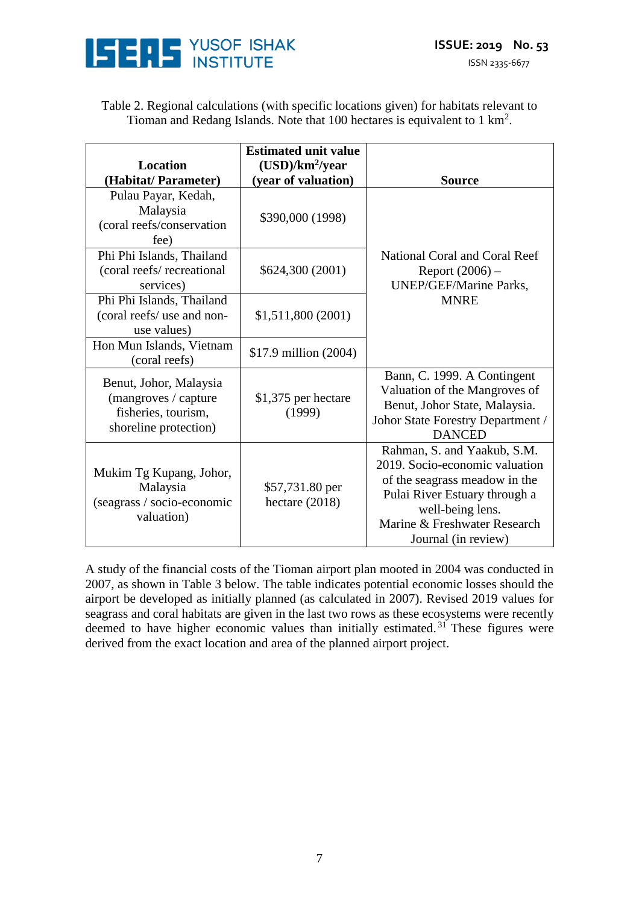Table 2. Regional calculations (with specific locations given) for habitats relevant to Tioman and Redang Islands. Note that 100 hectares is equivalent to 1 $km^2$.

| Location (Habitat/ Parameter) | Estimated unit value (USD)/$km^2$/year (year of valuation) | Source |
|---|---|---|
| Pulau Payar, Kedah, Malaysia (coral reefs/conservation fee) | $390,000 (1998) | National Coral and Coral Reef Report (2006) – UNEP/GEF/Marine Parks, MNRE |
| Phi Phi Islands, Thailand (coral reefs/ recreational services) | $624,300 (2001) | |
| Phi Phi Islands, Thailand (coral reefs/ use and non-use values) | $1,511,800 (2001) | |
| Hon Mun Islands, Vietnam (coral reefs) | $17.9 million (2004) | |
| Benut, Johor, Malaysia (mangroves / capture fisheries, tourism, shoreline protection) | $1,375 per hectare (1999) | Bann, C. 1999. A Contingent Valuation of the Mangroves of Benut, Johor State, Malaysia. Johor State Forestry Department / DANCED |
| Mukim Tg Kupang, Johor, Malaysia (seagrass / socio-economic valuation) | $57,731.80 per hectare (2018) | Rahman, S. and Yaakub, S.M. 2019. Socio-economic valuation of the seagrass meadow in the Pulai River Estuary through a well-being lens. Marine & Freshwater Research Journal (in review) |

A study of the financial costs of the Tioman airport plan mooted in 2004 was conducted in 2007, as shown in Table 3 below. The table indicates potential economic losses should the airport be developed as initially planned (as calculated in 2007). Revised 2019 values for seagrass and coral habitats are given in the last two rows as these ecosystems were recently deemed to have higher economic values than initially estimated.[31] These figures were derived from the exact location and area of the planned airport project.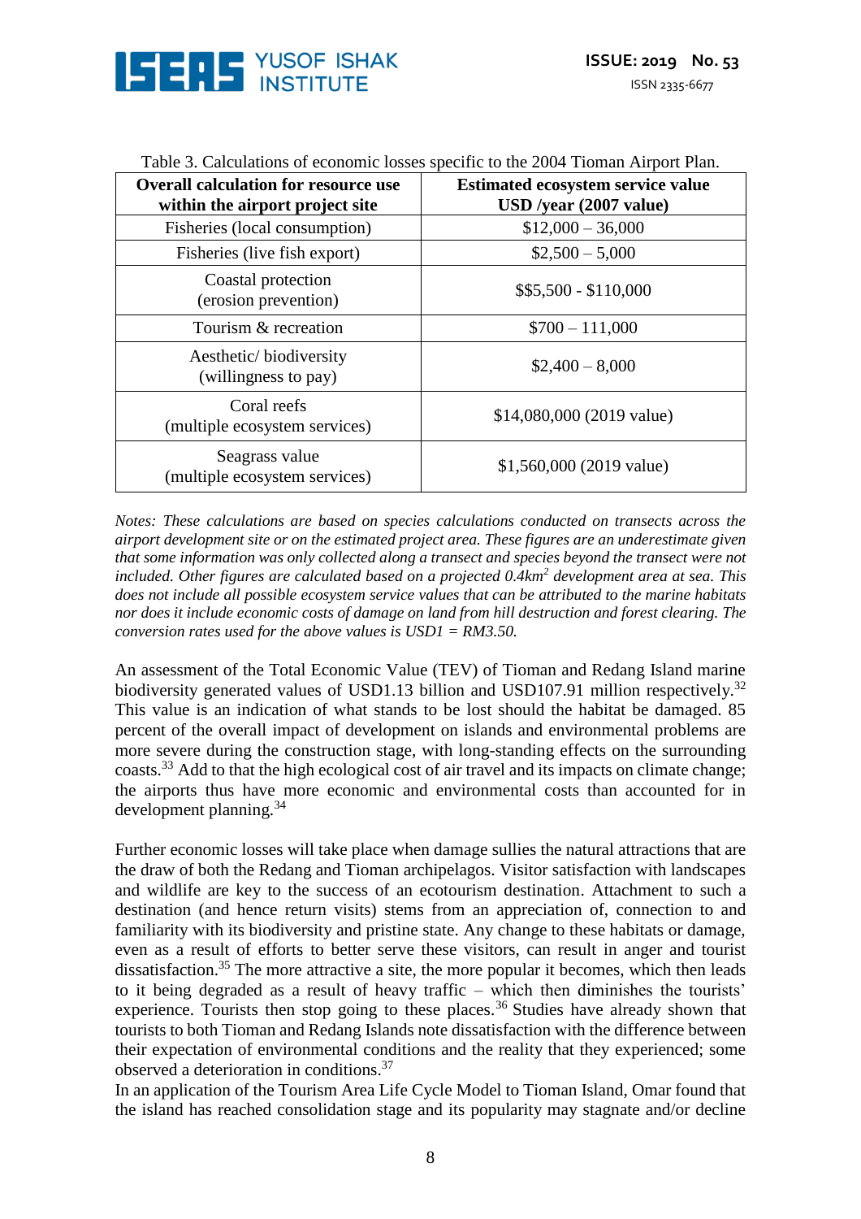Table 3. Calculations of economic losses specific to the 2004 Tioman Airport Plan.

| Overall calculation for resource use within the airport project site | Estimated ecosystem service value USD /year (2007 value) |
|---|---|
| Fisheries (local consumption) | $12,000 – 36,000 |
| Fisheries (live fish export) | $2,500 – 5,000 |
| Coastal protection (erosion prevention) | $$5,500 - $110,000 |
| Tourism & recreation | $700 – 111,000 |
| Aesthetic/ biodiversity (willingness to pay) | $2,400 – 8,000 |
| Coral reefs (multiple ecosystem services) | $14,080,000 (2019 value) |
| Seagrass value (multiple ecosystem services) | $1,560,000 (2019 value) |

*Notes: These calculations are based on species calculations conducted on transects across the airport development site or on the estimated project area. These figures are an underestimate given that some information was only collected along a transect and species beyond the transect were not included. Other figures are calculated based on a projected 0.4km² development area at sea. This does not include all possible ecosystem service values that can be attributed to the marine habitats nor does it include economic costs of damage on land from hill destruction and forest clearing. The conversion rates used for the above values is USD1 = RM3.50.*

An assessment of the Total Economic Value (TEV) of Tioman and Redang Island marine biodiversity generated values of USD1.13 billion and USD107.91 million respectively.[32] This value is an indication of what stands to be lost should the habitat be damaged. 85 percent of the overall impact of development on islands and environmental problems are more severe during the construction stage, with long-standing effects on the surrounding coasts.[33] Add to that the high ecological cost of air travel and its impacts on climate change; the airports thus have more economic and environmental costs than accounted for in development planning.[34]

Further economic losses will take place when damage sullies the natural attractions that are the draw of both the Redang and Tioman archipelagos. Visitor satisfaction with landscapes and wildlife are key to the success of an ecotourism destination. Attachment to such a destination (and hence return visits) stems from an appreciation of, connection to and familiarity with its biodiversity and pristine state. Any change to these habitats or damage, even as a result of efforts to better serve these visitors, can result in anger and tourist dissatisfaction.[35] The more attractive a site, the more popular it becomes, which then leads to it being degraded as a result of heavy traffic – which then diminishes the tourists' experience. Tourists then stop going to these places.[36] Studies have already shown that tourists to both Tioman and Redang Islands note dissatisfaction with the difference between their expectation of environmental conditions and the reality that they experienced; some observed a deterioration in conditions.[37]

In an application of the Tourism Area Life Cycle Model to Tioman Island, Omar found that the island has reached consolidation stage and its popularity may stagnate and/or decline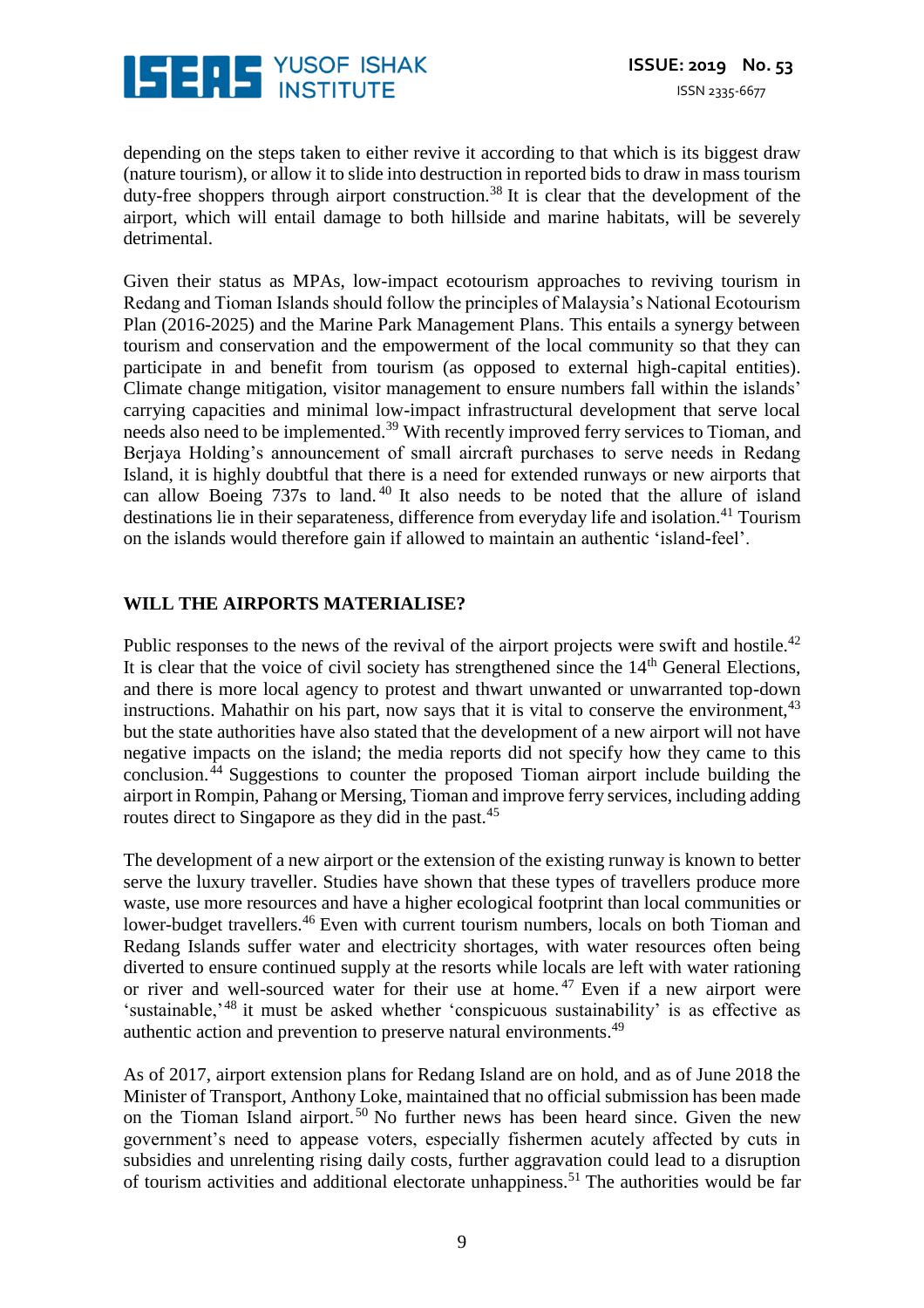depending on the steps taken to either revive it according to that which is its biggest draw (nature tourism), or allow it to slide into destruction in reported bids to draw in mass tourism duty-free shoppers through airport construction.[38] It is clear that the development of the airport, which will entail damage to both hillside and marine habitats, will be severely detrimental.

Given their status as MPAs, low-impact ecotourism approaches to reviving tourism in Redang and Tioman Islands should follow the principles of Malaysia's National Ecotourism Plan (2016-2025) and the Marine Park Management Plans. This entails a synergy between tourism and conservation and the empowerment of the local community so that they can participate in and benefit from tourism (as opposed to external high-capital entities). Climate change mitigation, visitor management to ensure numbers fall within the islands' carrying capacities and minimal low-impact infrastructural development that serve local needs also need to be implemented.[39] With recently improved ferry services to Tioman, and Berjaya Holding's announcement of small aircraft purchases to serve needs in Redang Island, it is highly doubtful that there is a need for extended runways or new airports that can allow Boeing 737s to land.[40] It also needs to be noted that the allure of island destinations lie in their separateness, difference from everyday life and isolation.[41] Tourism on the islands would therefore gain if allowed to maintain an authentic 'island-feel'.

## WILL THE AIRPORTS MATERIALISE?

Public responses to the news of the revival of the airport projects were swift and hostile.[42] It is clear that the voice of civil society has strengthened since the 14th General Elections, and there is more local agency to protest and thwart unwanted or unwarranted top-down instructions. Mahathir on his part, now says that it is vital to conserve the environment,[43] but the state authorities have also stated that the development of a new airport will not have negative impacts on the island; the media reports did not specify how they came to this conclusion.[44] Suggestions to counter the proposed Tioman airport include building the airport in Rompin, Pahang or Mersing, Tioman and improve ferry services, including adding routes direct to Singapore as they did in the past.[45]

The development of a new airport or the extension of the existing runway is known to better serve the luxury traveller. Studies have shown that these types of travellers produce more waste, use more resources and have a higher ecological footprint than local communities or lower-budget travellers.[46] Even with current tourism numbers, locals on both Tioman and Redang Islands suffer water and electricity shortages, with water resources often being diverted to ensure continued supply at the resorts while locals are left with water rationing or river and well-sourced water for their use at home.[47] Even if a new airport were 'sustainable,'[48] it must be asked whether 'conspicuous sustainability' is as effective as authentic action and prevention to preserve natural environments.[49]

As of 2017, airport extension plans for Redang Island are on hold, and as of June 2018 the Minister of Transport, Anthony Loke, maintained that no official submission has been made on the Tioman Island airport.[50] No further news has been heard since. Given the new government's need to appease voters, especially fishermen acutely affected by cuts in subsidies and unrelenting rising daily costs, further aggravation could lead to a disruption of tourism activities and additional electorate unhappiness.[51] The authorities would be far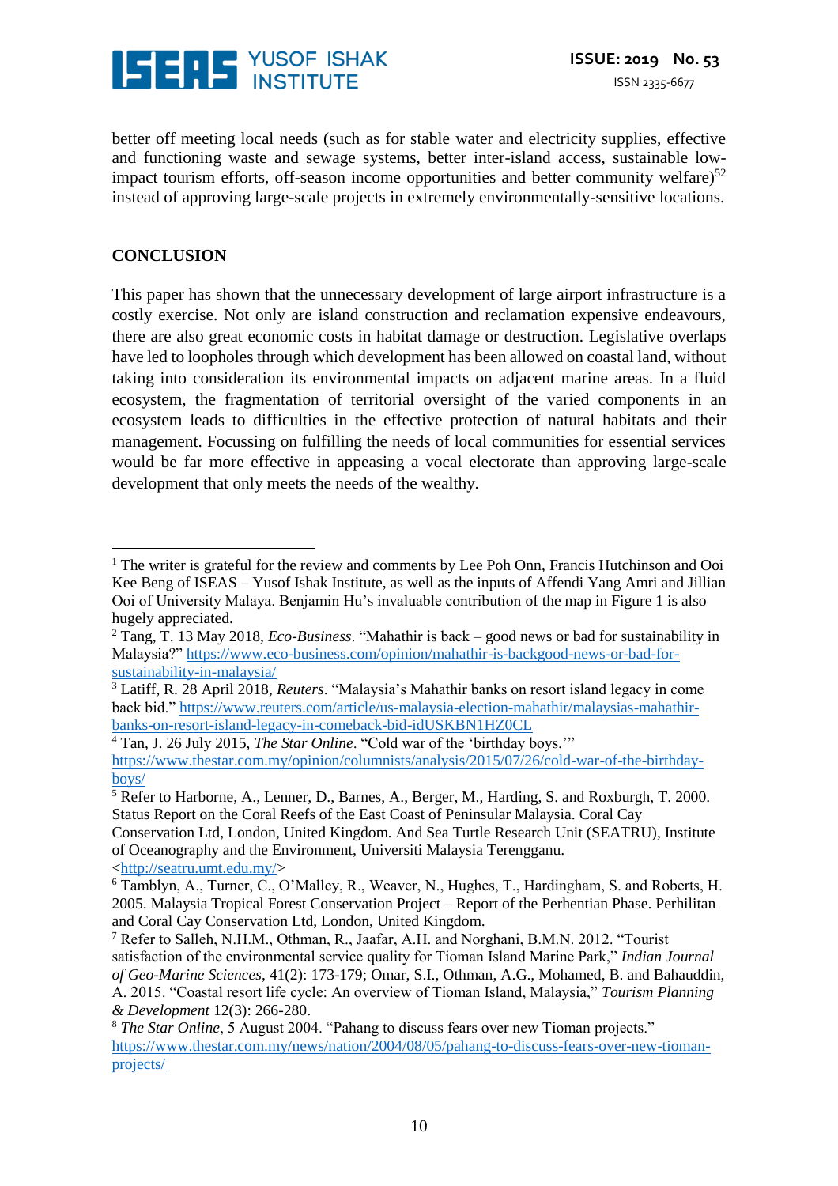better off meeting local needs (such as for stable water and electricity supplies, effective and functioning waste and sewage systems, better inter-island access, sustainable low-impact tourism efforts, off-season income opportunities and better community welfare)[52] instead of approving large-scale projects in extremely environmentally-sensitive locations.

## CONCLUSION

This paper has shown that the unnecessary development of large airport infrastructure is a costly exercise. Not only are island construction and reclamation expensive endeavours, there are also great economic costs in habitat damage or destruction. Legislative overlaps have led to loopholes through which development has been allowed on coastal land, without taking into consideration its environmental impacts on adjacent marine areas. In a fluid ecosystem, the fragmentation of territorial oversight of the varied components in an ecosystem leads to difficulties in the effective protection of natural habitats and their management. Focussing on fulfilling the needs of local communities for essential services would be far more effective in appeasing a vocal electorate than approving large-scale development that only meets the needs of the wealthy.

---

[1] The writer is grateful for the review and comments by Lee Poh Onn, Francis Hutchinson and Ooi Kee Beng of ISEAS – Yusof Ishak Institute, as well as the inputs of Affendi Yang Amri and Jillian Ooi of University Malaya. Benjamin Hu's invaluable contribution of the map in Figure 1 is also hugely appreciated.

[2] Tang, T. 13 May 2018, *Eco-Business*. "Mahathir is back – good news or bad for sustainability in Malaysia?" https://www.eco-business.com/opinion/mahathir-is-backgood-news-or-bad-for-sustainability-in-malaysia/

[3] Latiff, R. 28 April 2018, *Reuters*. "Malaysia's Mahathir banks on resort island legacy in come back bid." https://www.reuters.com/article/us-malaysia-election-mahathir/malaysias-mahathir-banks-on-resort-island-legacy-in-comeback-bid-idUSKBN1HZ0CL

[4] Tan, J. 26 July 2015, *The Star Online*. "Cold war of the 'birthday boys.'" https://www.thestar.com.my/opinion/columnists/analysis/2015/07/26/cold-war-of-the-birthday-boys/

[5] Refer to Harborne, A., Lenner, D., Barnes, A., Berger, M., Harding, S. and Roxburgh, T. 2000. Status Report on the Coral Reefs of the East Coast of Peninsular Malaysia. Coral Cay Conservation Ltd, London, United Kingdom. And Sea Turtle Research Unit (SEATRU), Institute of Oceanography and the Environment, Universiti Malaysia Terengganu. <http://seatru.umt.edu.my/>

[6] Tamblyn, A., Turner, C., O'Malley, R., Weaver, N., Hughes, T., Hardingham, S. and Roberts, H. 2005. Malaysia Tropical Forest Conservation Project – Report of the Perhentian Phase. Perhilitan and Coral Cay Conservation Ltd, London, United Kingdom.

[7] Refer to Salleh, N.H.M., Othman, R., Jaafar, A.H. and Norghani, B.M.N. 2012. "Tourist satisfaction of the environmental service quality for Tioman Island Marine Park," *Indian Journal of Geo-Marine Sciences*, 41(2): 173-179; Omar, S.I., Othman, A.G., Mohamed, B. and Bahauddin, A. 2015. "Coastal resort life cycle: An overview of Tioman Island, Malaysia," *Tourism Planning & Development* 12(3): 266-280.

[8] *The Star Online*, 5 August 2004. "Pahang to discuss fears over new Tioman projects." https://www.thestar.com.my/news/nation/2004/08/05/pahang-to-discuss-fears-over-new-tioman-projects/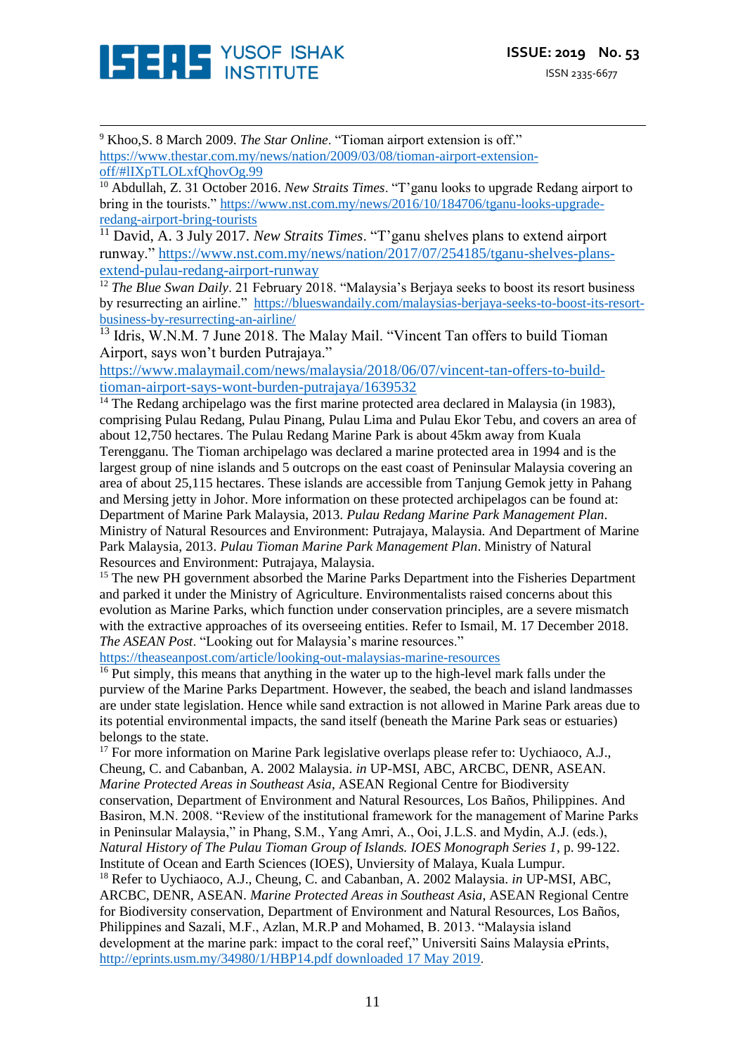[9] Khoo,S. 8 March 2009. *The Star Online*. "Tioman airport extension is off." https://www.thestar.com.my/news/nation/2009/03/08/tioman-airport-extension-off/#lIXpTLOLxfQhovOg.99

[10] Abdullah, Z. 31 October 2016. *New Straits Times*. "T'ganu looks to upgrade Redang airport to bring in the tourists." https://www.nst.com.my/news/2016/10/184706/tganu-looks-upgrade-redang-airport-bring-tourists

[11] David, A. 3 July 2017. *New Straits Times*. "T'ganu shelves plans to extend airport runway." https://www.nst.com.my/news/nation/2017/07/254185/tganu-shelves-plans-extend-pulau-redang-airport-runway

[12] *The Blue Swan Daily*. 21 February 2018. "Malaysia's Berjaya seeks to boost its resort business by resurrecting an airline." https://blueswandaily.com/malaysias-berjaya-seeks-to-boost-its-resort-business-by-resurrecting-an-airline/

[13] Idris, W.N.M. 7 June 2018. The Malay Mail. "Vincent Tan offers to build Tioman Airport, says won't burden Putrajaya." https://www.malaymail.com/news/malaysia/2018/06/07/vincent-tan-offers-to-build-tioman-airport-says-wont-burden-putrajaya/1639532

[14] The Redang archipelago was the first marine protected area declared in Malaysia (in 1983), comprising Pulau Redang, Pulau Pinang, Pulau Lima and Pulau Ekor Tebu, and covers an area of about 12,750 hectares. The Pulau Redang Marine Park is about 45km away from Kuala Terengganu. The Tioman archipelago was declared a marine protected area in 1994 and is the largest group of nine islands and 5 outcrops on the east coast of Peninsular Malaysia covering an area of about 25,115 hectares. These islands are accessible from Tanjung Gemok jetty in Pahang and Mersing jetty in Johor. More information on these protected archipelagos can be found at: Department of Marine Park Malaysia, 2013. *Pulau Redang Marine Park Management Plan*. Ministry of Natural Resources and Environment: Putrajaya, Malaysia. And Department of Marine Park Malaysia, 2013. *Pulau Tioman Marine Park Management Plan*. Ministry of Natural Resources and Environment: Putrajaya, Malaysia.

[15] The new PH government absorbed the Marine Parks Department into the Fisheries Department and parked it under the Ministry of Agriculture. Environmentalists raised concerns about this evolution as Marine Parks, which function under conservation principles, are a severe mismatch with the extractive approaches of its overseeing entities. Refer to Ismail, M. 17 December 2018. *The ASEAN Post*. "Looking out for Malaysia's marine resources." https://theaseanpost.com/article/looking-out-malaysias-marine-resources

[16] Put simply, this means that anything in the water up to the high-level mark falls under the purview of the Marine Parks Department. However, the seabed, the beach and island landmasses are under state legislation. Hence while sand extraction is not allowed in Marine Park areas due to its potential environmental impacts, the sand itself (beneath the Marine Park seas or estuaries) belongs to the state.

[17] For more information on Marine Park legislative overlaps please refer to: Uychiaoco, A.J., Cheung, C. and Cabanban, A. 2002 Malaysia. *in* UP-MSI, ABC, ARCBC, DENR, ASEAN. *Marine Protected Areas in Southeast Asia*, ASEAN Regional Centre for Biodiversity conservation, Department of Environment and Natural Resources, Los Baños, Philippines. And Basiron, M.N. 2008. "Review of the institutional framework for the management of Marine Parks in Peninsular Malaysia," in Phang, S.M., Yang Amri, A., Ooi, J.L.S. and Mydin, A.J. (eds.), *Natural History of The Pulau Tioman Group of Islands. IOES Monograph Series 1*, p. 99-122. Institute of Ocean and Earth Sciences (IOES), Unviersity of Malaya, Kuala Lumpur.

[18] Refer to Uychiaoco, A.J., Cheung, C. and Cabanban, A. 2002 Malaysia. *in* UP-MSI, ABC, ARCBC, DENR, ASEAN. *Marine Protected Areas in Southeast Asia*, ASEAN Regional Centre for Biodiversity conservation, Department of Environment and Natural Resources, Los Baños, Philippines and Sazali, M.F., Azlan, M.R.P and Mohamed, B. 2013. "Malaysia island development at the marine park: impact to the coral reef," Universiti Sains Malaysia ePrints, http://eprints.usm.my/34980/1/HBP14.pdf downloaded 17 May 2019.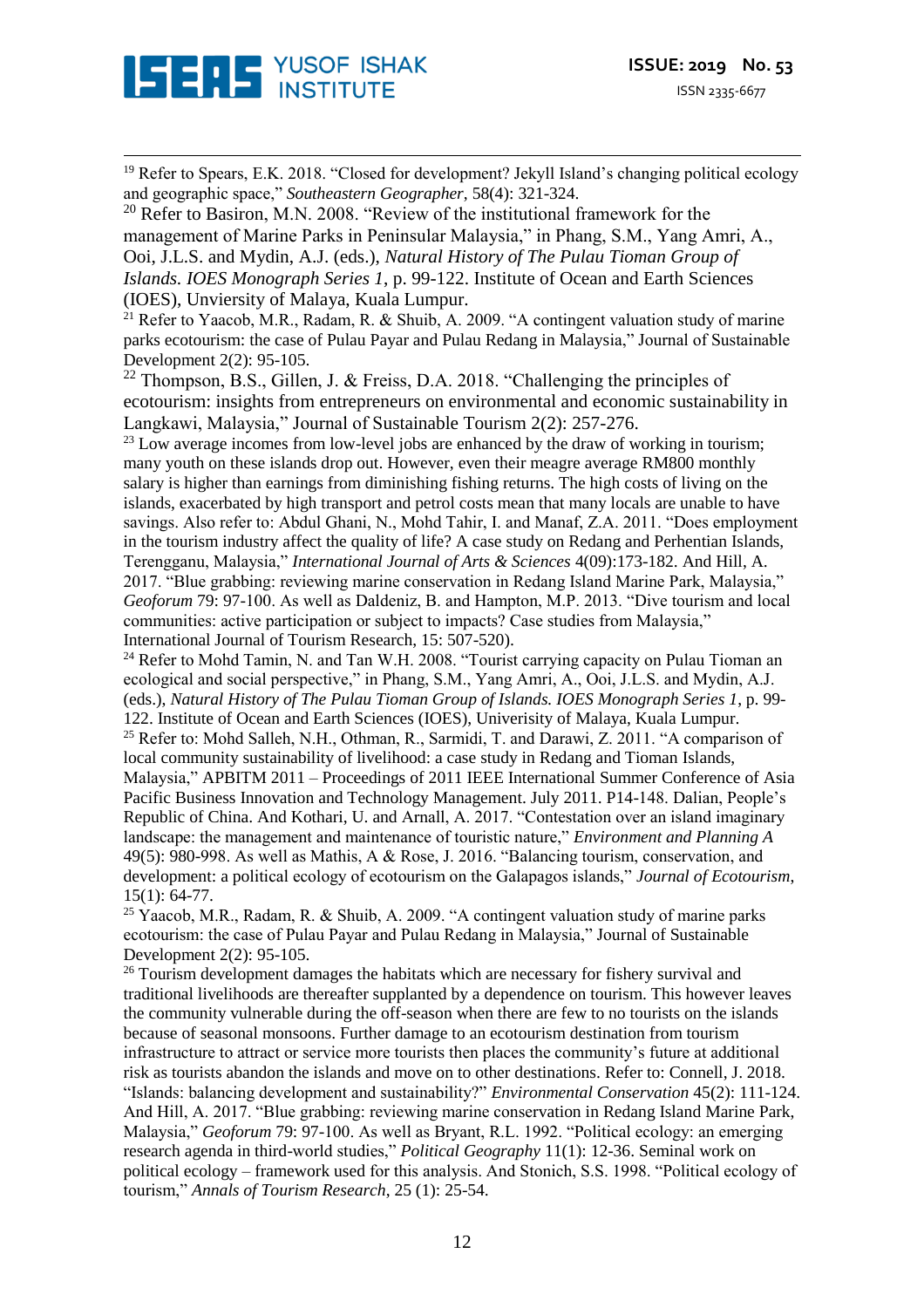[19] Refer to Spears, E.K. 2018. "Closed for development? Jekyll Island's changing political ecology and geographic space," *Southeastern Geographer*, 58(4): 321-324.

[20] Refer to Basiron, M.N. 2008. "Review of the institutional framework for the management of Marine Parks in Peninsular Malaysia," in Phang, S.M., Yang Amri, A., Ooi, J.L.S. and Mydin, A.J. (eds.), *Natural History of The Pulau Tioman Group of Islands. IOES Monograph Series 1*, p. 99-122. Institute of Ocean and Earth Sciences (IOES), Unviersity of Malaya, Kuala Lumpur.

[21] Refer to Yaacob, M.R., Radam, R. & Shuib, A. 2009. "A contingent valuation study of marine parks ecotourism: the case of Pulau Payar and Pulau Redang in Malaysia," Journal of Sustainable Development 2(2): 95-105.

[22] Thompson, B.S., Gillen, J. & Freiss, D.A. 2018. "Challenging the principles of ecotourism: insights from entrepreneurs on environmental and economic sustainability in Langkawi, Malaysia," Journal of Sustainable Tourism 2(2): 257-276.

[23] Low average incomes from low-level jobs are enhanced by the draw of working in tourism; many youth on these islands drop out. However, even their meagre average RM800 monthly salary is higher than earnings from diminishing fishing returns. The high costs of living on the islands, exacerbated by high transport and petrol costs mean that many locals are unable to have savings. Also refer to: Abdul Ghani, N., Mohd Tahir, I. and Manaf, Z.A. 2011. "Does employment in the tourism industry affect the quality of life? A case study on Redang and Perhentian Islands, Terengganu, Malaysia," *International Journal of Arts & Sciences* 4(09):173-182. And Hill, A. 2017. "Blue grabbing: reviewing marine conservation in Redang Island Marine Park, Malaysia," *Geoforum* 79: 97-100. As well as Daldeniz, B. and Hampton, M.P. 2013. "Dive tourism and local communities: active participation or subject to impacts? Case studies from Malaysia," International Journal of Tourism Research, 15: 507-520).

[24] Refer to Mohd Tamin, N. and Tan W.H. 2008. "Tourist carrying capacity on Pulau Tioman an ecological and social perspective," in Phang, S.M., Yang Amri, A., Ooi, J.L.S. and Mydin, A.J. (eds.), *Natural History of The Pulau Tioman Group of Islands. IOES Monograph Series 1*, p. 99-122. Institute of Ocean and Earth Sciences (IOES), Univerisity of Malaya, Kuala Lumpur.

[25] Refer to: Mohd Salleh, N.H., Othman, R., Sarmidi, T. and Darawi, Z. 2011. "A comparison of local community sustainability of livelihood: a case study in Redang and Tioman Islands, Malaysia," APBITM 2011 – Proceedings of 2011 IEEE International Summer Conference of Asia Pacific Business Innovation and Technology Management. July 2011. P14-148. Dalian, People's Republic of China. And Kothari, U. and Arnall, A. 2017. "Contestation over an island imaginary landscape: the management and maintenance of touristic nature," *Environment and Planning A* 49(5): 980-998. As well as Mathis, A & Rose, J. 2016. "Balancing tourism, conservation, and development: a political ecology of ecotourism on the Galapagos islands," *Journal of Ecotourism*, 15(1): 64-77.

[25] Yaacob, M.R., Radam, R. & Shuib, A. 2009. "A contingent valuation study of marine parks ecotourism: the case of Pulau Payar and Pulau Redang in Malaysia," Journal of Sustainable Development 2(2): 95-105.

[26] Tourism development damages the habitats which are necessary for fishery survival and traditional livelihoods are thereafter supplanted by a dependence on tourism. This however leaves the community vulnerable during the off-season when there are few to no tourists on the islands because of seasonal monsoons. Further damage to an ecotourism destination from tourism infrastructure to attract or service more tourists then places the community's future at additional risk as tourists abandon the islands and move on to other destinations. Refer to: Connell, J. 2018. "Islands: balancing development and sustainability?" *Environmental Conservation* 45(2): 111-124. And Hill, A. 2017. "Blue grabbing: reviewing marine conservation in Redang Island Marine Park, Malaysia," *Geoforum* 79: 97-100. As well as Bryant, R.L. 1992. "Political ecology: an emerging research agenda in third-world studies," *Political Geography* 11(1): 12-36. Seminal work on political ecology – framework used for this analysis. And Stonich, S.S. 1998. "Political ecology of tourism," *Annals of Tourism Research*, 25 (1): 25-54.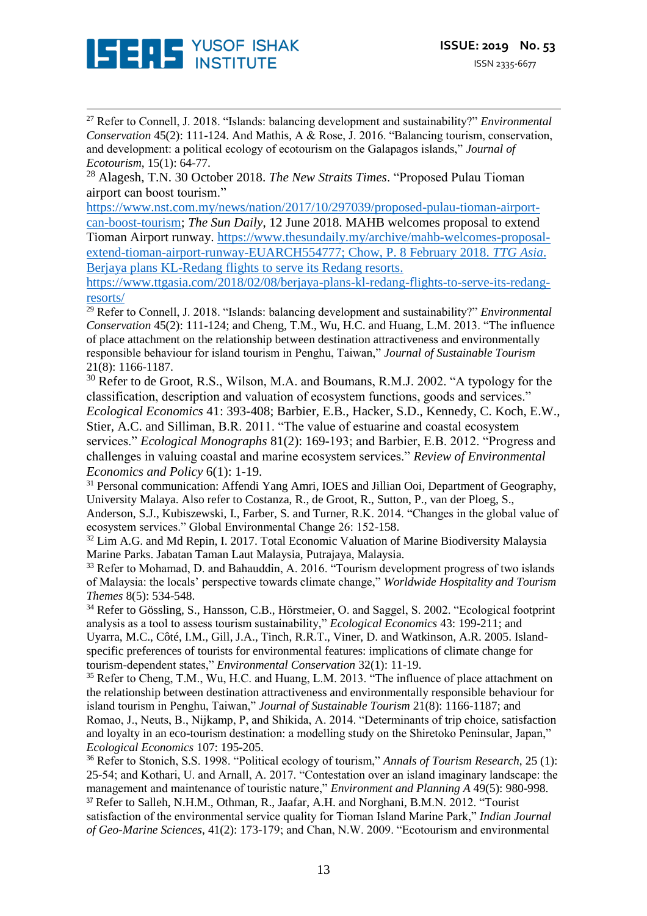[27] Refer to Connell, J. 2018. "Islands: balancing development and sustainability?" *Environmental Conservation* 45(2): 111-124. And Mathis, A & Rose, J. 2016. "Balancing tourism, conservation, and development: a political ecology of ecotourism on the Galapagos islands," *Journal of Ecotourism*, 15(1): 64-77.

[28] Alagesh, T.N. 30 October 2018. *The New Straits Times*. "Proposed Pulau Tioman airport can boost tourism." https://www.nst.com.my/news/nation/2017/10/297039/proposed-pulau-tioman-airport-can-boost-tourism; *The Sun Daily*, 12 June 2018. MAHB welcomes proposal to extend Tioman Airport runway. https://www.thesundaily.my/archive/mahb-welcomes-proposal-extend-tioman-airport-runway-EUARCH554777; Chow, P. 8 February 2018. *TTG Asia*. Berjaya plans KL-Redang flights to serve its Redang resorts. https://www.ttgasia.com/2018/02/08/berjaya-plans-kl-redang-flights-to-serve-its-redang-resorts/

[29] Refer to Connell, J. 2018. "Islands: balancing development and sustainability?" *Environmental Conservation* 45(2): 111-124; and Cheng, T.M., Wu, H.C. and Huang, L.M. 2013. "The influence of place attachment on the relationship between destination attractiveness and environmentally responsible behaviour for island tourism in Penghu, Taiwan," *Journal of Sustainable Tourism* 21(8): 1166-1187.

[30] Refer to de Groot, R.S., Wilson, M.A. and Boumans, R.M.J. 2002. "A typology for the classification, description and valuation of ecosystem functions, goods and services." *Ecological Economics* 41: 393-408; Barbier, E.B., Hacker, S.D., Kennedy, C. Koch, E.W., Stier, A.C. and Silliman, B.R. 2011. "The value of estuarine and coastal ecosystem services." *Ecological Monographs* 81(2): 169-193; and Barbier, E.B. 2012. "Progress and challenges in valuing coastal and marine ecosystem services." *Review of Environmental Economics and Policy* 6(1): 1-19.

[31] Personal communication: Affendi Yang Amri, IOES and Jillian Ooi, Department of Geography, University Malaya. Also refer to Costanza, R., de Groot, R., Sutton, P., van der Ploeg, S., Anderson, S.J., Kubiszewski, I., Farber, S. and Turner, R.K. 2014. "Changes in the global value of ecosystem services." Global Environmental Change 26: 152-158.

[32] Lim A.G. and Md Repin, I. 2017. Total Economic Valuation of Marine Biodiversity Malaysia Marine Parks. Jabatan Taman Laut Malaysia, Putrajaya, Malaysia.

[33] Refer to Mohamad, D. and Bahauddin, A. 2016. "Tourism development progress of two islands of Malaysia: the locals' perspective towards climate change," *Worldwide Hospitality and Tourism Themes* 8(5): 534-548.

[34] Refer to Gössling, S., Hansson, C.B., Hörstmeier, O. and Saggel, S. 2002. "Ecological footprint analysis as a tool to assess tourism sustainability," *Ecological Economics* 43: 199-211; and Uyarra, M.C., Côté, I.M., Gill, J.A., Tinch, R.R.T., Viner, D. and Watkinson, A.R. 2005. Island-specific preferences of tourists for environmental features: implications of climate change for tourism-dependent states," *Environmental Conservation* 32(1): 11-19.

[35] Refer to Cheng, T.M., Wu, H.C. and Huang, L.M. 2013. "The influence of place attachment on the relationship between destination attractiveness and environmentally responsible behaviour for island tourism in Penghu, Taiwan," *Journal of Sustainable Tourism* 21(8): 1166-1187; and Romao, J., Neuts, B., Nijkamp, P, and Shikida, A. 2014. "Determinants of trip choice, satisfaction and loyalty in an eco-tourism destination: a modelling study on the Shiretoko Peninsular, Japan," *Ecological Economics* 107: 195-205.

[36] Refer to Stonich, S.S. 1998. "Political ecology of tourism," *Annals of Tourism Research*, 25 (1): 25-54; and Kothari, U. and Arnall, A. 2017. "Contestation over an island imaginary landscape: the management and maintenance of touristic nature," *Environment and Planning A* 49(5): 980-998.

[37] Refer to Salleh, N.H.M., Othman, R., Jaafar, A.H. and Norghani, B.M.N. 2012. "Tourist satisfaction of the environmental service quality for Tioman Island Marine Park," *Indian Journal of Geo-Marine Sciences*, 41(2): 173-179; and Chan, N.W. 2009. "Ecotourism and environmental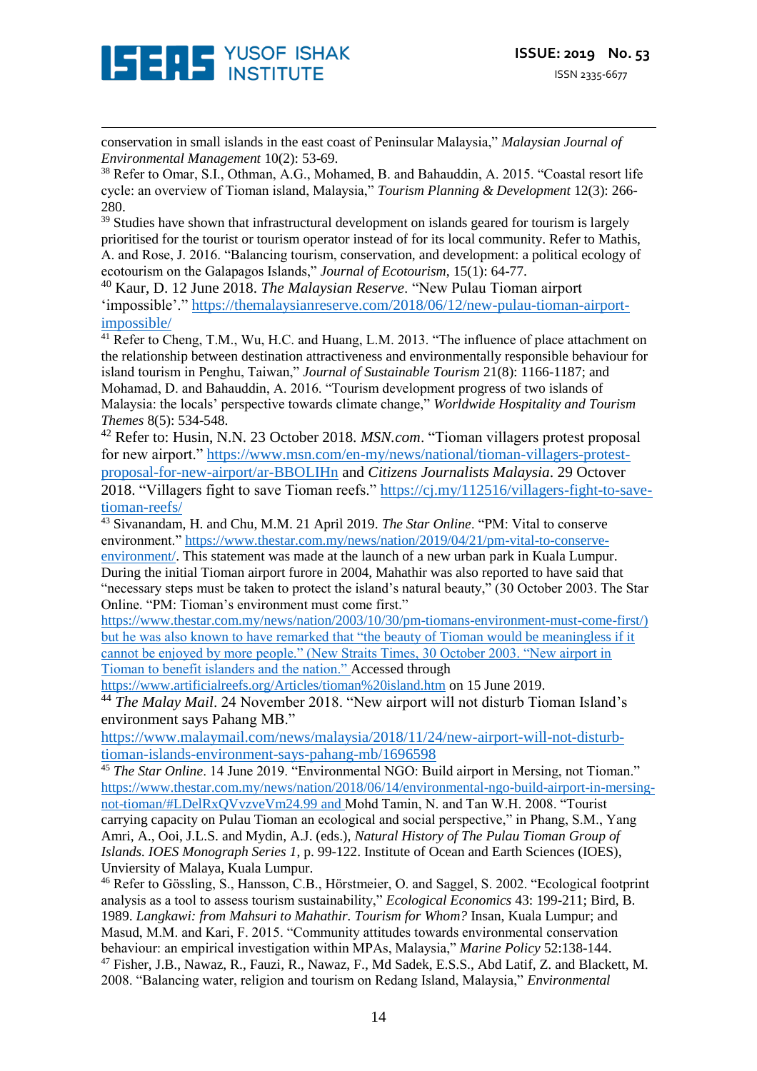conservation in small islands in the east coast of Peninsular Malaysia," *Malaysian Journal of Environmental Management* 10(2): 53-69.

[38] Refer to Omar, S.I., Othman, A.G., Mohamed, B. and Bahauddin, A. 2015. "Coastal resort life cycle: an overview of Tioman island, Malaysia," *Tourism Planning & Development* 12(3): 266-280.

[39] Studies have shown that infrastructural development on islands geared for tourism is largely prioritised for the tourist or tourism operator instead of for its local community. Refer to Mathis, A. and Rose, J. 2016. "Balancing tourism, conservation, and development: a political ecology of ecotourism on the Galapagos Islands," *Journal of Ecotourism*, 15(1): 64-77.

[40] Kaur, D. 12 June 2018. *The Malaysian Reserve*. "New Pulau Tioman airport 'impossible'." https://themalaysianreserve.com/2018/06/12/new-pulau-tioman-airport-impossible/

[41] Refer to Cheng, T.M., Wu, H.C. and Huang, L.M. 2013. "The influence of place attachment on the relationship between destination attractiveness and environmentally responsible behaviour for island tourism in Penghu, Taiwan," *Journal of Sustainable Tourism* 21(8): 1166-1187; and Mohamad, D. and Bahauddin, A. 2016. "Tourism development progress of two islands of Malaysia: the locals' perspective towards climate change," *Worldwide Hospitality and Tourism Themes* 8(5): 534-548.

[42] Refer to: Husin, N.N. 23 October 2018. *MSN.com*. "Tioman villagers protest proposal for new airport." https://www.msn.com/en-my/news/national/tioman-villagers-protest-proposal-for-new-airport/ar-BBOLIHn and *Citizens Journalists Malaysia*. 29 Octover 2018. "Villagers fight to save Tioman reefs." https://cj.my/112516/villagers-fight-to-save-tioman-reefs/

[43] Sivanandam, H. and Chu, M.M. 21 April 2019. *The Star Online*. "PM: Vital to conserve environment." https://www.thestar.com.my/news/nation/2019/04/21/pm-vital-to-conserve-environment/. This statement was made at the launch of a new urban park in Kuala Lumpur. During the initial Tioman airport furore in 2004, Mahathir was also reported to have said that "necessary steps must be taken to protect the island's natural beauty," (30 October 2003. The Star Online. "PM: Tioman's environment must come first." https://www.thestar.com.my/news/nation/2003/10/30/pm-tiomans-environment-must-come-first/) but he was also known to have remarked that "the beauty of Tioman would be meaningless if it cannot be enjoyed by more people." (New Straits Times, 30 October 2003. "New airport in Tioman to benefit islanders and the nation." Accessed through https://www.artificialreefs.org/Articles/tioman%20island.htm on 15 June 2019.

[44] *The Malay Mail*. 24 November 2018. "New airport will not disturb Tioman Island's environment says Pahang MB." https://www.malaymail.com/news/malaysia/2018/11/24/new-airport-will-not-disturb-tioman-islands-environment-says-pahang-mb/1696598

[45] *The Star Online*. 14 June 2019. "Environmental NGO: Build airport in Mersing, not Tioman." https://www.thestar.com.my/news/nation/2018/06/14/environmental-ngo-build-airport-in-mersing-not-tioman/#LDelRxQVzveVm24.99 and Mohd Tamin, N. and Tan W.H. 2008. "Tourist carrying capacity on Pulau Tioman an ecological and social perspective," in Phang, S.M., Yang Amri, A., Ooi, J.L.S. and Mydin, A.J. (eds.), *Natural History of The Pulau Tioman Group of Islands. IOES Monograph Series 1*, p. 99-122. Institute of Ocean and Earth Sciences (IOES), Unviersity of Malaya, Kuala Lumpur.

[46] Refer to Gössling, S., Hansson, C.B., Hörstmeier, O. and Saggel, S. 2002. "Ecological footprint analysis as a tool to assess tourism sustainability," *Ecological Economics* 43: 199-211; Bird, B. 1989. *Langkawi: from Mahsuri to Mahathir. Tourism for Whom?* Insan, Kuala Lumpur; and Masud, M.M. and Kari, F. 2015. "Community attitudes towards environmental conservation behaviour: an empirical investigation within MPAs, Malaysia," *Marine Policy* 52:138-144.

[47] Fisher, J.B., Nawaz, R., Fauzi, R., Nawaz, F., Md Sadek, E.S.S., Abd Latif, Z. and Blackett, M. 2008. "Balancing water, religion and tourism on Redang Island, Malaysia," *Environmental*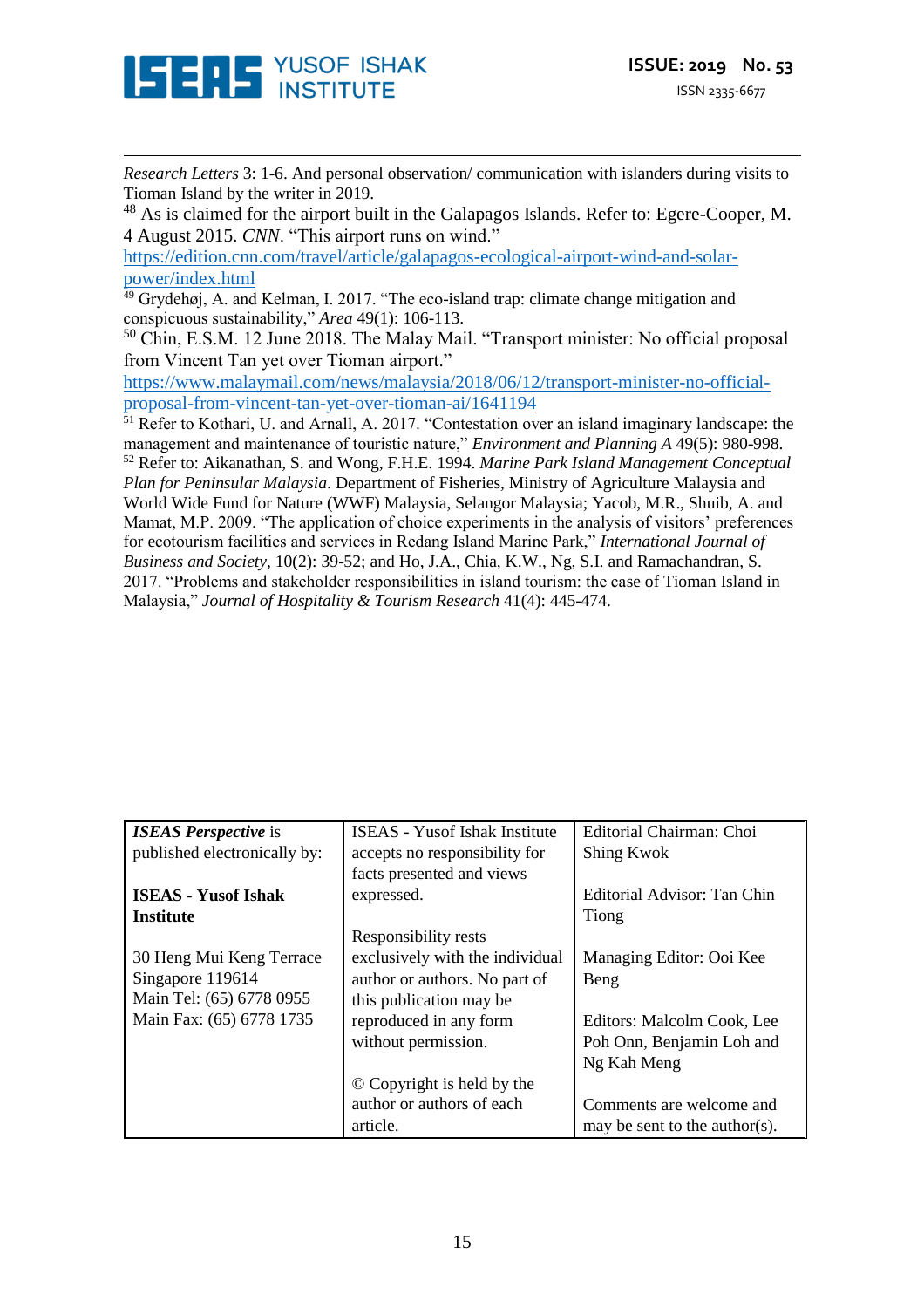*Research Letters* 3: 1-6. And personal observation/ communication with islanders during visits to Tioman Island by the writer in 2019.

[48] As is claimed for the airport built in the Galapagos Islands. Refer to: Egere-Cooper, M. 4 August 2015. *CNN*. "This airport runs on wind." https://edition.cnn.com/travel/article/galapagos-ecological-airport-wind-and-solar-power/index.html

[49] Grydehøj, A. and Kelman, I. 2017. "The eco-island trap: climate change mitigation and conspicuous sustainability," *Area* 49(1): 106-113.

[50] Chin, E.S.M. 12 June 2018. The Malay Mail. "Transport minister: No official proposal from Vincent Tan yet over Tioman airport." https://www.malaymail.com/news/malaysia/2018/06/12/transport-minister-no-official-proposal-from-vincent-tan-yet-over-tioman-ai/1641194

[51] Refer to Kothari, U. and Arnall, A. 2017. "Contestation over an island imaginary landscape: the management and maintenance of touristic nature," *Environment and Planning A* 49(5): 980-998.

[52] Refer to: Aikanathan, S. and Wong, F.H.E. 1994. *Marine Park Island Management Conceptual Plan for Peninsular Malaysia*. Department of Fisheries, Ministry of Agriculture Malaysia and World Wide Fund for Nature (WWF) Malaysia, Selangor Malaysia; Yacob, M.R., Shuib, A. and Mamat, M.P. 2009. "The application of choice experiments in the analysis of visitors' preferences for ecotourism facilities and services in Redang Island Marine Park," *International Journal of Business and Society*, 10(2): 39-52; and Ho, J.A., Chia, K.W., Ng, S.I. and Ramachandran, S. 2017. "Problems and stakeholder responsibilities in island tourism: the case of Tioman Island in Malaysia," *Journal of Hospitality & Tourism Research* 41(4): 445-474.

| | | |
|---|---|---|
| ***ISEAS Perspective*** is published electronically by:<br><br>**ISEAS - Yusof Ishak Institute**<br><br>30 Heng Mui Keng Terrace<br>Singapore 119614<br>Main Tel: (65) 6778 0955<br>Main Fax: (65) 6778 1735 | ISEAS - Yusof Ishak Institute accepts no responsibility for facts presented and views expressed.<br><br>Responsibility rests exclusively with the individual author or authors. No part of this publication may be reproduced in any form without permission.<br><br>© Copyright is held by the author or authors of each article. | Editorial Chairman: Choi Shing Kwok<br><br>Editorial Advisor: Tan Chin Tiong<br><br>Managing Editor: Ooi Kee Beng<br><br>Editors: Malcolm Cook, Lee Poh Onn, Benjamin Loh and Ng Kah Meng<br><br>Comments are welcome and may be sent to the author(s). |